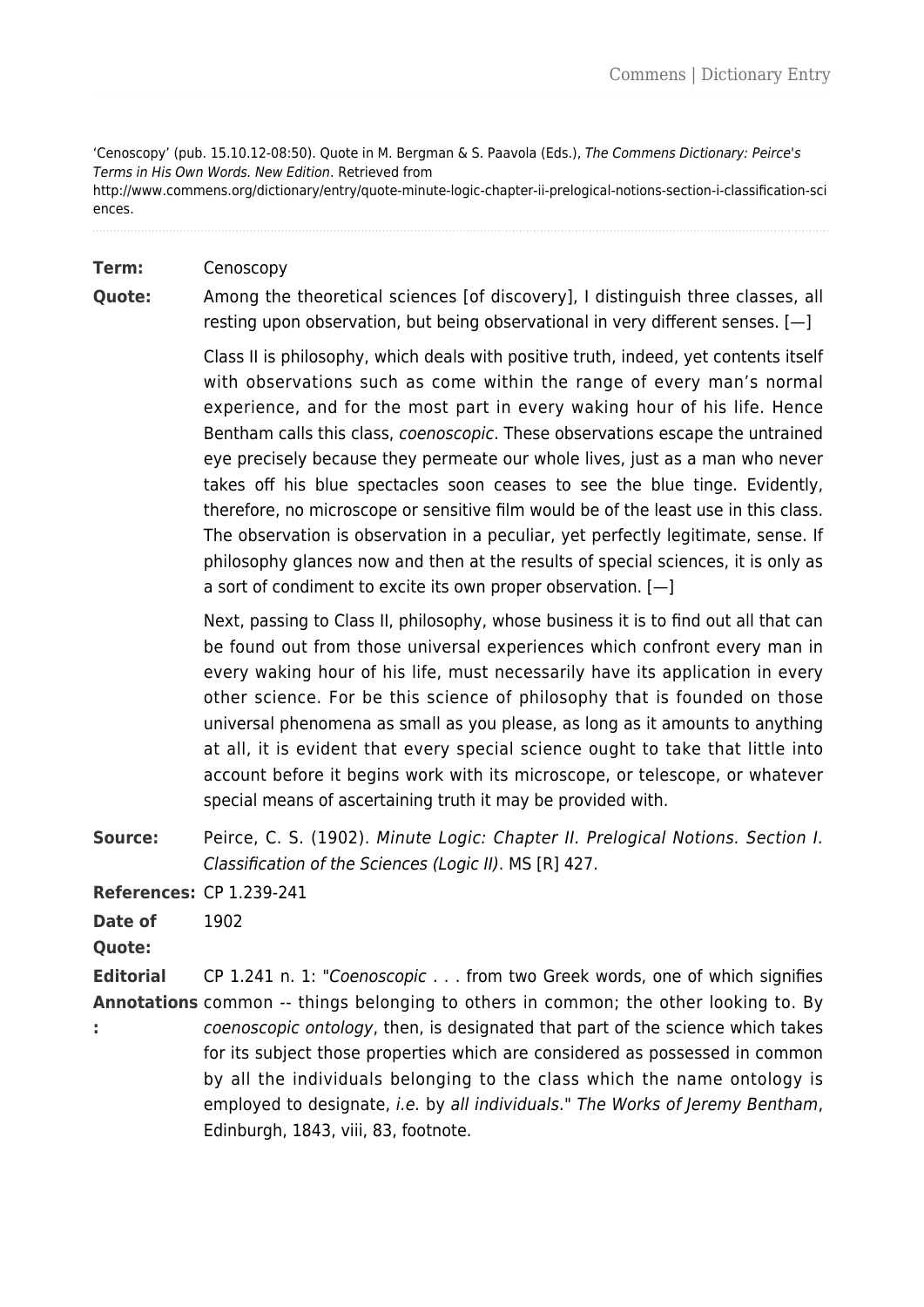'Cenoscopy' (pub. 15.10.12-08:50). Quote in M. Bergman & S. Paavola (Eds.), *The Commens Dictionary: Peirce's Terms in His Own Words. New Edition*. Retrieved from http://www.commens.org/dictionary/entry/quote-minute-logic-chapter-ii-prelogical-notions-section-i-classification-sciences.

**Term:** Cenoscopy

**Quote:** Among the theoretical sciences [of discovery], I distinguish three classes, all resting upon observation, but being observational in very different senses. [—]

Class II is philosophy, which deals with positive truth, indeed, yet contents itself with observations such as come within the range of every man's normal experience, and for the most part in every waking hour of his life. Hence Bentham calls this class, *coenoscopic*. These observations escape the untrained eye precisely because they permeate our whole lives, just as a man who never takes off his blue spectacles soon ceases to see the blue tinge. Evidently, therefore, no microscope or sensitive film would be of the least use in this class. The observation is observation in a peculiar, yet perfectly legitimate, sense. If philosophy glances now and then at the results of special sciences, it is only as a sort of condiment to excite its own proper observation. [—]

Next, passing to Class II, philosophy, whose business it is to find out all that can be found out from those universal experiences which confront every man in every waking hour of his life, must necessarily have its application in every other science. For be this science of philosophy that is founded on those universal phenomena as small as you please, as long as it amounts to anything at all, it is evident that every special science ought to take that little into account before it begins work with its microscope, or telescope, or whatever special means of ascertaining truth it may be provided with.

**Source:** Peirce, C. S. (1902). *Minute Logic: Chapter II. Prelogical Notions. Section I. Classification of the Sciences (Logic II)*. MS [R] 427.

**References:** CP 1.239-241

**Date of Quote:** 1902

**Editorial Annotations:** CP 1.241 n. 1: "*Coenoscopic* . . . from two Greek words, one of which signifies common -- things belonging to others in common; the other looking to. By *coenoscopic ontology*, then, is designated that part of the science which takes for its subject those properties which are considered as possessed in common by all the individuals belonging to the class which the name ontology is employed to designate, *i.e.* by *all individuals*." *The Works of Jeremy Bentham*, Edinburgh, 1843, viii, 83, footnote.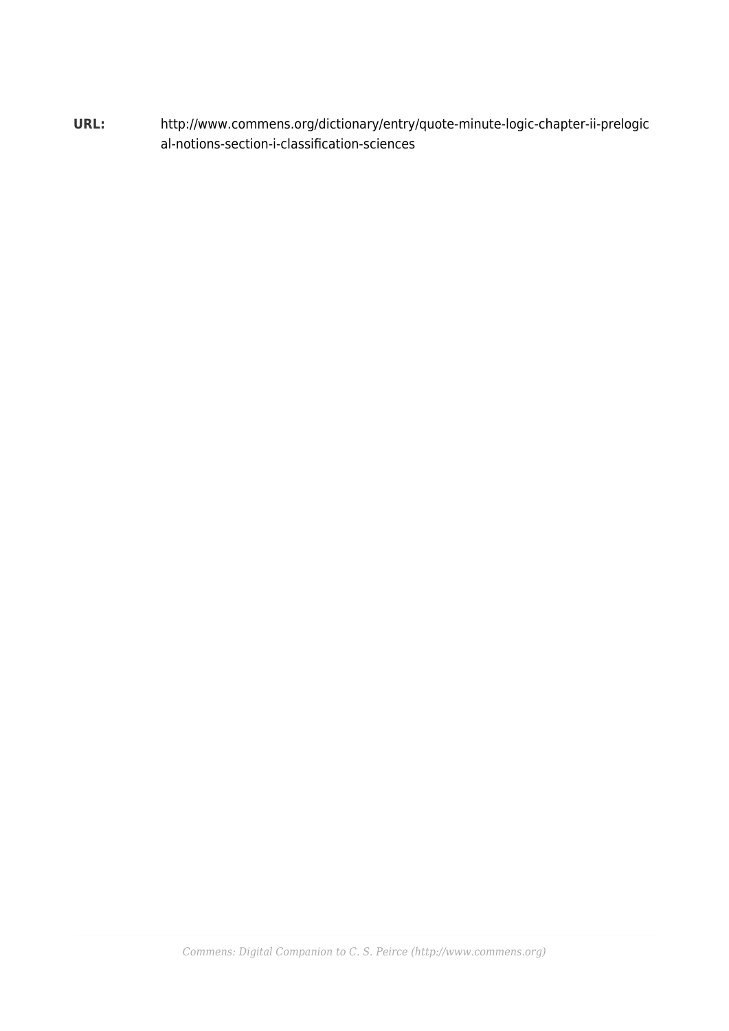**URL:** http://www.commens.org/dictionary/entry/quote-minute-logic-chapter-ii-prelogical-notions-section-i-classification-sciences